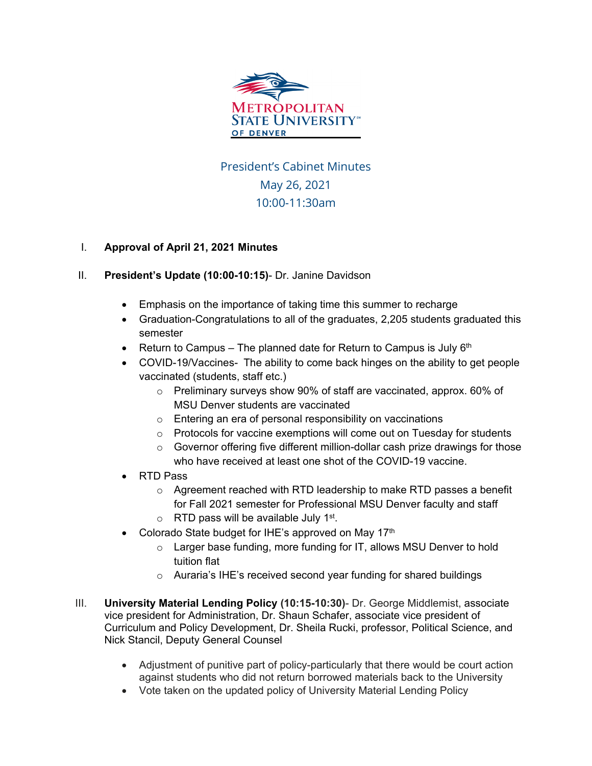# Metropolitan State University of Denver

## President's Cabinet Minutes
May 26, 2021
10:00-11:30am

I. **Approval of April 21, 2021 Minutes**

II. **President's Update (10:00-10:15)**- Dr. Janine Davidson

- Emphasis on the importance of taking time this summer to recharge
- Graduation-Congratulations to all of the graduates, 2,205 students graduated this semester
- Return to Campus – The planned date for Return to Campus is July 6th
- COVID-19/Vaccines- The ability to come back hinges on the ability to get people vaccinated (students, staff etc.)
  - Preliminary surveys show 90% of staff are vaccinated, approx. 60% of MSU Denver students are vaccinated
  - Entering an era of personal responsibility on vaccinations
  - Protocols for vaccine exemptions will come out on Tuesday for students
  - Governor offering five different million-dollar cash prize drawings for those who have received at least one shot of the COVID-19 vaccine.
- RTD Pass
  - Agreement reached with RTD leadership to make RTD passes a benefit for Fall 2021 semester for Professional MSU Denver faculty and staff
  - RTD pass will be available July 1st.
- Colorado State budget for IHE's approved on May 17th
  - Larger base funding, more funding for IT, allows MSU Denver to hold tuition flat
  - Auraria's IHE's received second year funding for shared buildings

III. **University Material Lending Policy (10:15-10:30)**- Dr. George Middlemist, associate vice president for Administration, Dr. Shaun Schafer, associate vice president of Curriculum and Policy Development, Dr. Sheila Rucki, professor, Political Science, and Nick Stancil, Deputy General Counsel

- Adjustment of punitive part of policy-particularly that there would be court action against students who did not return borrowed materials back to the University
- Vote taken on the updated policy of University Material Lending Policy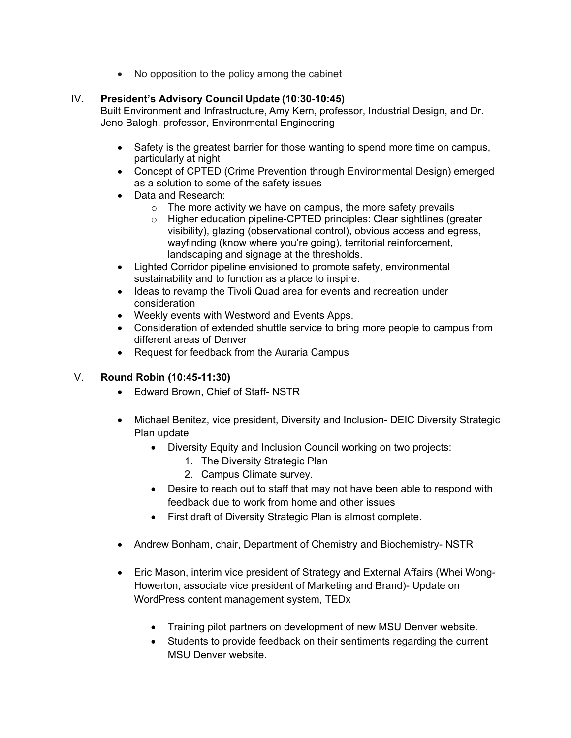- No opposition to the policy among the cabinet

IV. **President's Advisory Council Update (10:30-10:45)**
Built Environment and Infrastructure, Amy Kern, professor, Industrial Design, and Dr. Jeno Balogh, professor, Environmental Engineering

- Safety is the greatest barrier for those wanting to spend more time on campus, particularly at night
- Concept of CPTED (Crime Prevention through Environmental Design) emerged as a solution to some of the safety issues
- Data and Research:
    - The more activity we have on campus, the more safety prevails
    - Higher education pipeline-CPTED principles: Clear sightlines (greater visibility), glazing (observational control), obvious access and egress, wayfinding (know where you're going), territorial reinforcement, landscaping and signage at the thresholds.
- Lighted Corridor pipeline envisioned to promote safety, environmental sustainability and to function as a place to inspire.
- Ideas to revamp the Tivoli Quad area for events and recreation under consideration
- Weekly events with Westword and Events Apps.
- Consideration of extended shuttle service to bring more people to campus from different areas of Denver
- Request for feedback from the Auraria Campus

V. **Round Robin (10:45-11:30)**

- Edward Brown, Chief of Staff- NSTR

- Michael Benitez, vice president, Diversity and Inclusion- DEIC Diversity Strategic Plan update
    - Diversity Equity and Inclusion Council working on two projects:
        1. The Diversity Strategic Plan
        2. Campus Climate survey.
    - Desire to reach out to staff that may not have been able to respond with feedback due to work from home and other issues
    - First draft of Diversity Strategic Plan is almost complete.

- Andrew Bonham, chair, Department of Chemistry and Biochemistry- NSTR

- Eric Mason, interim vice president of Strategy and External Affairs (Whei Wong-Howerton, associate vice president of Marketing and Brand)- Update on WordPress content management system, TEDx

    - Training pilot partners on development of new MSU Denver website.
    - Students to provide feedback on their sentiments regarding the current MSU Denver website.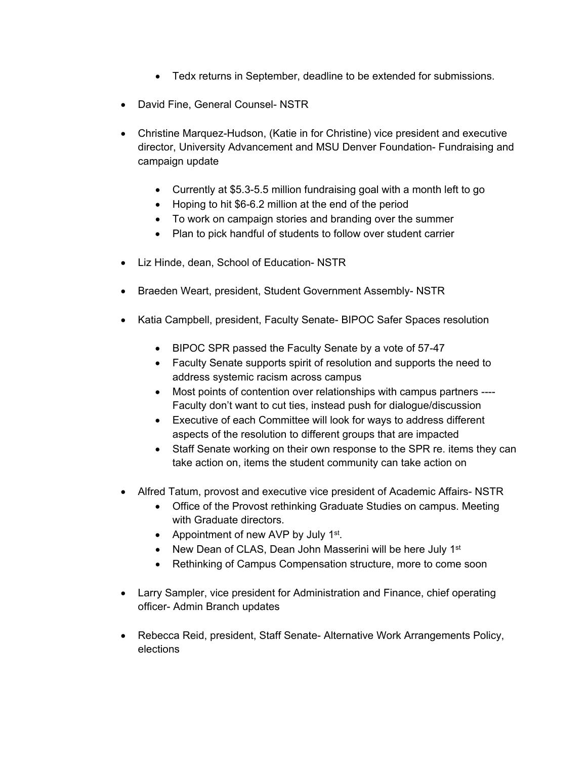- Tedx returns in September, deadline to be extended for submissions.

- David Fine, General Counsel- NSTR

- Christine Marquez-Hudson, (Katie in for Christine) vice president and executive director, University Advancement and MSU Denver Foundation- Fundraising and campaign update

    - Currently at $5.3-5.5 million fundraising goal with a month left to go
    - Hoping to hit $6-6.2 million at the end of the period
    - To work on campaign stories and branding over the summer
    - Plan to pick handful of students to follow over student carrier

- Liz Hinde, dean, School of Education- NSTR

- Braeden Weart, president, Student Government Assembly- NSTR

- Katia Campbell, president, Faculty Senate- BIPOC Safer Spaces resolution

    - BIPOC SPR passed the Faculty Senate by a vote of 57-47
    - Faculty Senate supports spirit of resolution and supports the need to address systemic racism across campus
    - Most points of contention over relationships with campus partners ---- Faculty don't want to cut ties, instead push for dialogue/discussion
    - Executive of each Committee will look for ways to address different aspects of the resolution to different groups that are impacted
    - Staff Senate working on their own response to the SPR re. items they can take action on, items the student community can take action on

- Alfred Tatum, provost and executive vice president of Academic Affairs- NSTR
    - Office of the Provost rethinking Graduate Studies on campus. Meeting with Graduate directors.
    - Appointment of new AVP by July 1st.
    - New Dean of CLAS, Dean John Masserini will be here July 1st
    - Rethinking of Campus Compensation structure, more to come soon

- Larry Sampler, vice president for Administration and Finance, chief operating officer- Admin Branch updates

- Rebecca Reid, president, Staff Senate- Alternative Work Arrangements Policy, elections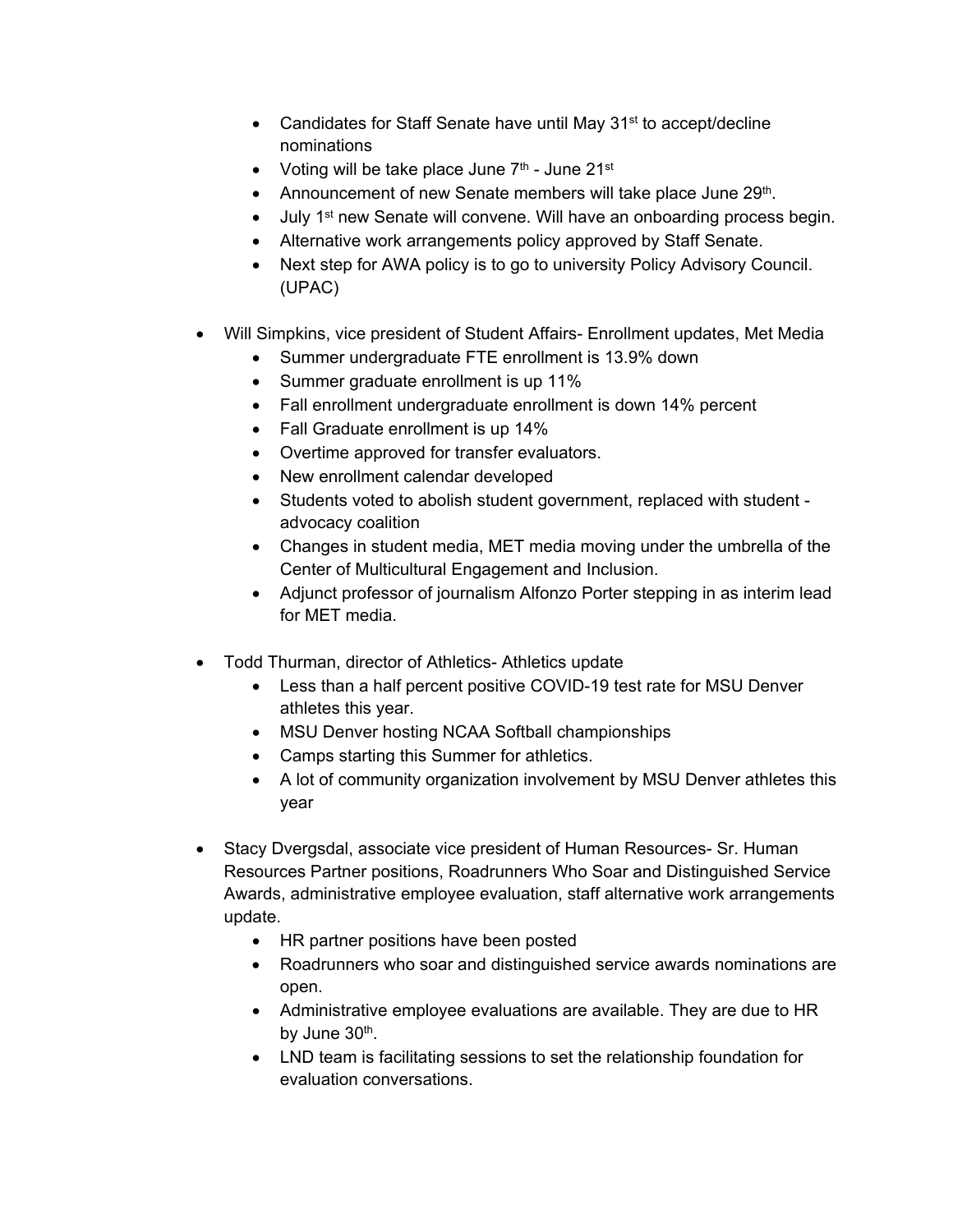- Candidates for Staff Senate have until May 31st to accept/decline nominations
- Voting will be take place June 7th - June 21st
- Announcement of new Senate members will take place June 29th.
- July 1st new Senate will convene. Will have an onboarding process begin.
- Alternative work arrangements policy approved by Staff Senate.
- Next step for AWA policy is to go to university Policy Advisory Council. (UPAC)

- Will Simpkins, vice president of Student Affairs- Enrollment updates, Met Media
  - Summer undergraduate FTE enrollment is 13.9% down
  - Summer graduate enrollment is up 11%
  - Fall enrollment undergraduate enrollment is down 14% percent
  - Fall Graduate enrollment is up 14%
  - Overtime approved for transfer evaluators.
  - New enrollment calendar developed
  - Students voted to abolish student government, replaced with student - advocacy coalition
  - Changes in student media, MET media moving under the umbrella of the Center of Multicultural Engagement and Inclusion.
  - Adjunct professor of journalism Alfonzo Porter stepping in as interim lead for MET media.

- Todd Thurman, director of Athletics- Athletics update
  - Less than a half percent positive COVID-19 test rate for MSU Denver athletes this year.
  - MSU Denver hosting NCAA Softball championships
  - Camps starting this Summer for athletics.
  - A lot of community organization involvement by MSU Denver athletes this year

- Stacy Dvergsdal, associate vice president of Human Resources- Sr. Human Resources Partner positions, Roadrunners Who Soar and Distinguished Service Awards, administrative employee evaluation, staff alternative work arrangements update.
  - HR partner positions have been posted
  - Roadrunners who soar and distinguished service awards nominations are open.
  - Administrative employee evaluations are available. They are due to HR by June 30th.
  - LND team is facilitating sessions to set the relationship foundation for evaluation conversations.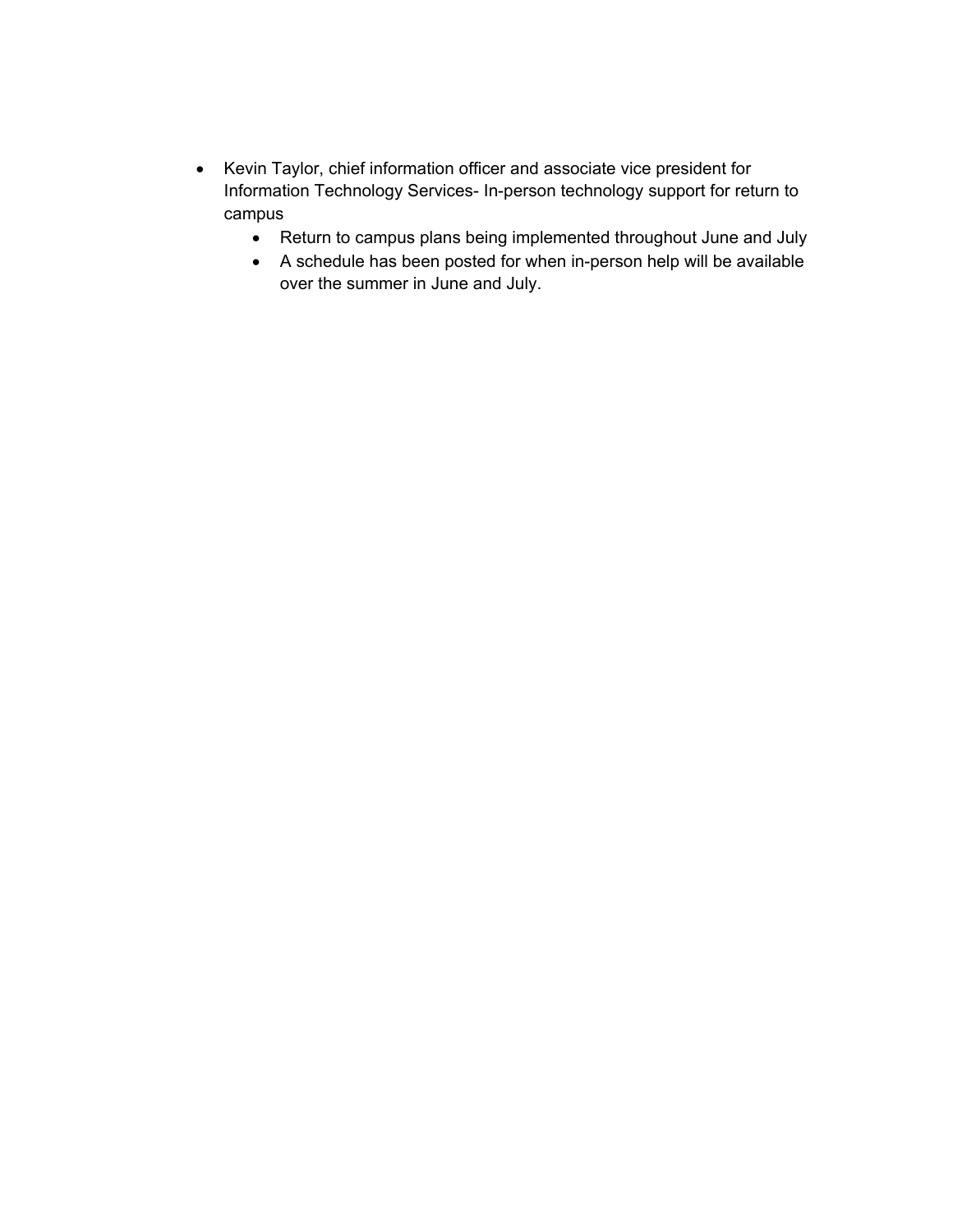- Kevin Taylor, chief information officer and associate vice president for Information Technology Services- In-person technology support for return to campus
  - Return to campus plans being implemented throughout June and July
  - A schedule has been posted for when in-person help will be available over the summer in June and July.